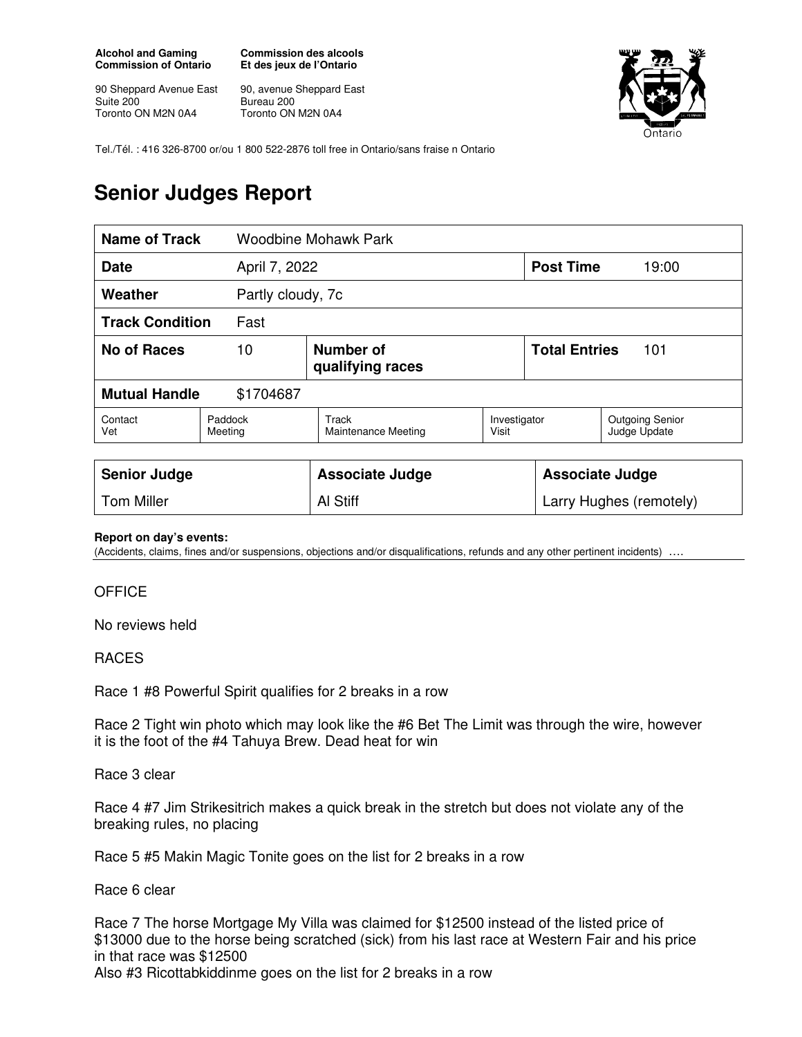**Alcohol and Gaming Commission of Ontario**

90 Sheppard Avenue East
Suite 200
Toronto ON M2N 0A4

**Commission des alcools Et des jeux de l'Ontario**

90, avenue Sheppard East
Bureau 200
Toronto ON M2N 0A4

Tel./Tél. : 416 326-8700 or/ou 1 800 522-2876 toll free in Ontario/sans fraise n Ontario

# Senior Judges Report

| **Name of Track** | Woodbine Mohawk Park | | | |
|---|---|---|---|---|
| **Date** | April 7, 2022 | | **Post Time** | 19:00 |
| **Weather** | Partly cloudy, 7c | | | |
| **Track Condition** | Fast | | | |
| **No of Races** | 10 | **Number of qualifying races** | **Total Entries** | 101 |
| **Mutual Handle** | $1704687 | | | |

| Contact Vet | Paddock Meeting | Track Maintenance Meeting | Investigator Visit | Outgoing Senior Judge Update |
|---|---|---|---|---|

| **Senior Judge** | **Associate Judge** | **Associate Judge** |
|---|---|---|
| Tom Miller | Al Stiff | Larry Hughes (remotely) |

**Report on day's events:**
(Accidents, claims, fines and/or suspensions, objections and/or disqualifications, refunds and any other pertinent incidents) ….

OFFICE

No reviews held

RACES

Race 1 #8 Powerful Spirit qualifies for 2 breaks in a row

Race 2 Tight win photo which may look like the #6 Bet The Limit was through the wire, however it is the foot of the #4 Tahuya Brew. Dead heat for win

Race 3 clear

Race 4 #7 Jim Strikesitrich makes a quick break in the stretch but does not violate any of the breaking rules, no placing

Race 5 #5 Makin Magic Tonite goes on the list for 2 breaks in a row

Race 6 clear

Race 7 The horse Mortgage My Villa was claimed for $12500 instead of the listed price of $13000 due to the horse being scratched (sick) from his last race at Western Fair and his price in that race was $12500
Also #3 Ricottabkiddinme goes on the list for 2 breaks in a row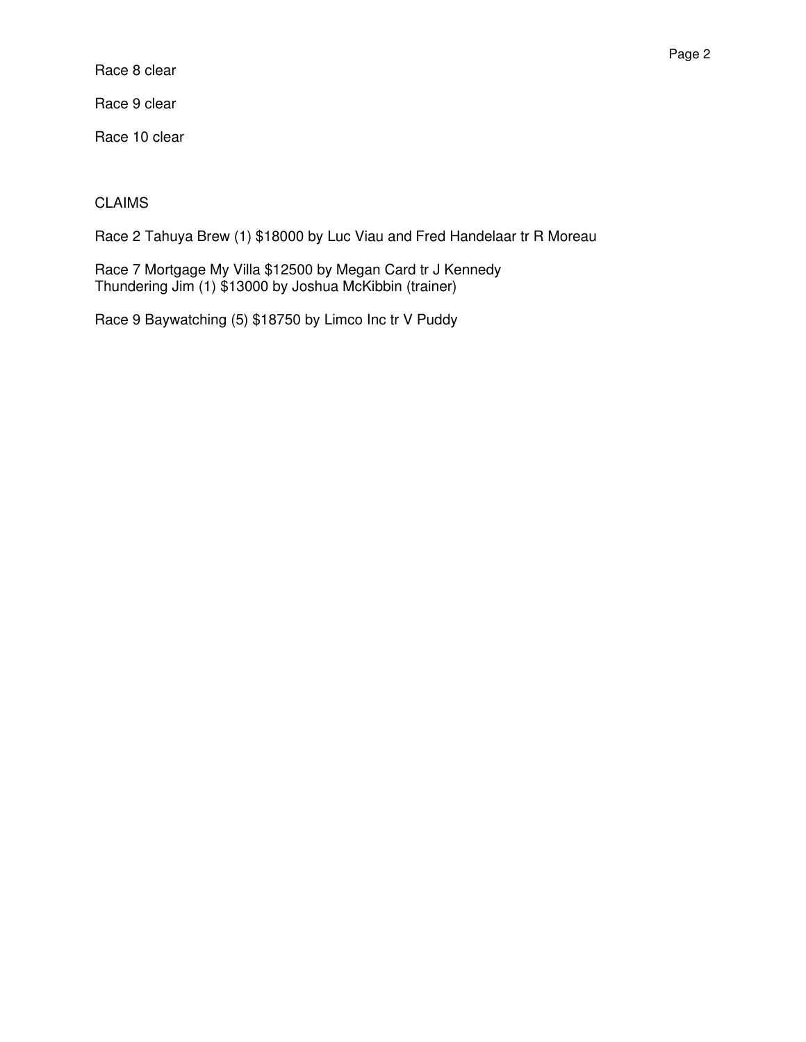Race 8 clear

Race 9 clear

Race 10 clear

CLAIMS

Race 2 Tahuya Brew (1) $18000 by Luc Viau and Fred Handelaar tr R Moreau

Race 7 Mortgage My Villa $12500 by Megan Card tr J Kennedy
Thundering Jim (1) $13000 by Joshua McKibbin (trainer)

Race 9 Baywatching (5) $18750 by Limco Inc tr V Puddy